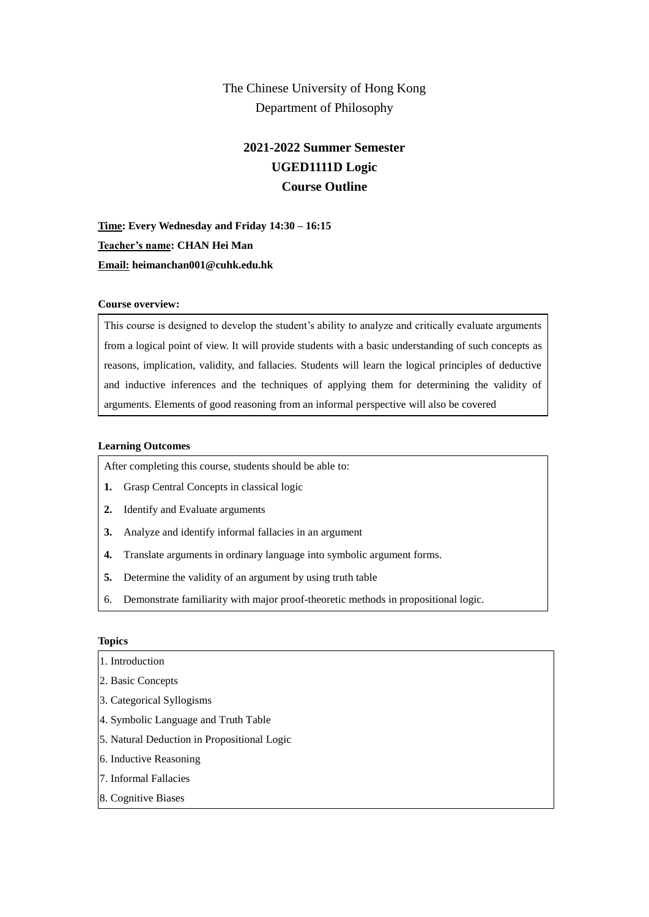The Chinese University of Hong Kong
Department of Philosophy

# 2021-2022 Summer Semester
# UGED1111D Logic
# Course Outline

**Time: Every Wednesday and Friday 14:30 – 16:15**

**Teacher's name: CHAN Hei Man**

**Email: heimanchan001@cuhk.edu.hk**

**Course overview:**

This course is designed to develop the student's ability to analyze and critically evaluate arguments from a logical point of view. It will provide students with a basic understanding of such concepts as reasons, implication, validity, and fallacies. Students will learn the logical principles of deductive and inductive inferences and the techniques of applying them for determining the validity of arguments. Elements of good reasoning from an informal perspective will also be covered

**Learning Outcomes**

After completing this course, students should be able to:

1. Grasp Central Concepts in classical logic
2. Identify and Evaluate arguments
3. Analyze and identify informal fallacies in an argument
4. Translate arguments in ordinary language into symbolic argument forms.
5. Determine the validity of an argument by using truth table
6. Demonstrate familiarity with major proof-theoretic methods in propositional logic.

**Topics**

1. Introduction
2. Basic Concepts
3. Categorical Syllogisms
4. Symbolic Language and Truth Table
5. Natural Deduction in Propositional Logic
6. Inductive Reasoning
7. Informal Fallacies
8. Cognitive Biases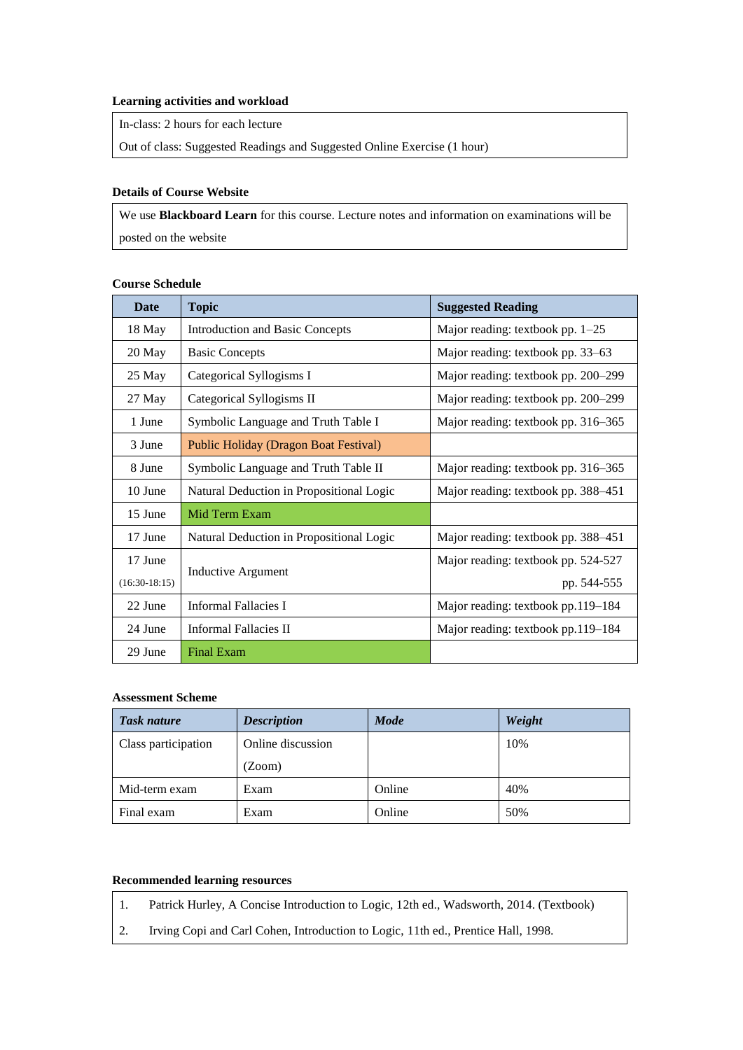**Learning activities and workload**

| In-class: 2 hours for each lecture |
|---|
| Out of class: Suggested Readings and Suggested Online Exercise (1 hour) |

**Details of Course Website**

| We use **Blackboard Learn** for this course. Lecture notes and information on examinations will be posted on the website |
|---|

**Course Schedule**

| Date | Topic | Suggested Reading |
|---|---|---|
| 18 May | Introduction and Basic Concepts | Major reading: textbook pp. 1–25 |
| 20 May | Basic Concepts | Major reading: textbook pp. 33–63 |
| 25 May | Categorical Syllogisms I | Major reading: textbook pp. 200–299 |
| 27 May | Categorical Syllogisms II | Major reading: textbook pp. 200–299 |
| 1 June | Symbolic Language and Truth Table I | Major reading: textbook pp. 316–365 |
| 3 June | Public Holiday (Dragon Boat Festival) | |
| 8 June | Symbolic Language and Truth Table II | Major reading: textbook pp. 316–365 |
| 10 June | Natural Deduction in Propositional Logic | Major reading: textbook pp. 388–451 |
| 15 June | Mid Term Exam | |
| 17 June | Natural Deduction in Propositional Logic | Major reading: textbook pp. 388–451 |
| 17 June (16:30-18:15) | Inductive Argument | Major reading: textbook pp. 524-527 pp. 544-555 |
| 22 June | Informal Fallacies I | Major reading: textbook pp.119–184 |
| 24 June | Informal Fallacies II | Major reading: textbook pp.119–184 |
| 29 June | Final Exam | |

**Assessment Scheme**

| ***Task nature*** | ***Description*** | ***Mode*** | ***Weight*** |
|---|---|---|---|
| Class participation | Online discussion (Zoom) | | 10% |
| Mid-term exam | Exam | Online | 40% |
| Final exam | Exam | Online | 50% |

**Recommended learning resources**

1. Patrick Hurley, A Concise Introduction to Logic, 12th ed., Wadsworth, 2014. (Textbook)
2. Irving Copi and Carl Cohen, Introduction to Logic, 11th ed., Prentice Hall, 1998.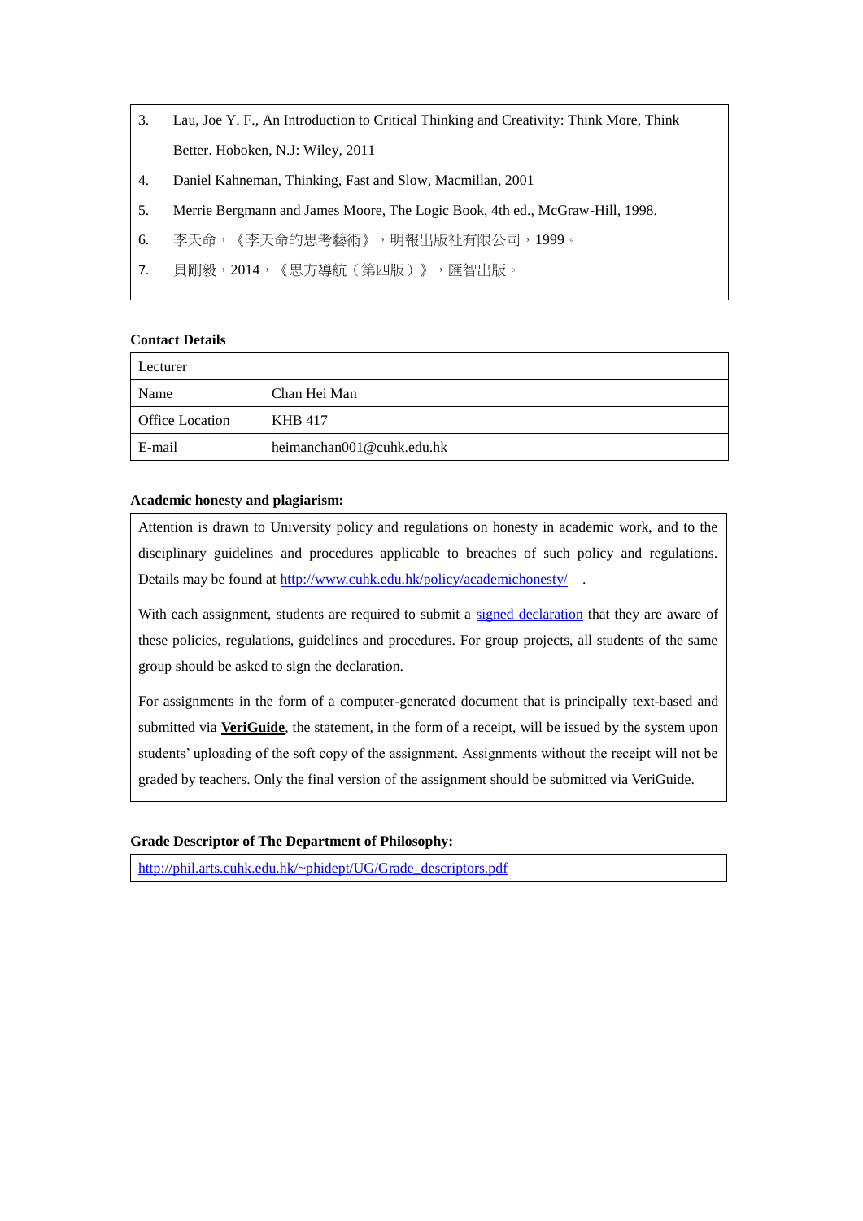3. Lau, Joe Y. F., An Introduction to Critical Thinking and Creativity: Think More, Think Better. Hoboken, N.J: Wiley, 2011
4. Daniel Kahneman, Thinking, Fast and Slow, Macmillan, 2001
5. Merrie Bergmann and James Moore, The Logic Book, 4th ed., McGraw-Hill, 1998.
6. 李天命，《李天命的思考藝術》，明報出版社有限公司，1999。
7. 貝剛毅，2014，《思方導航（第四版）》，匯智出版。

**Contact Details**

| Lecturer | |
|---|---|
| Name | Chan Hei Man |
| Office Location | KHB 417 |
| E-mail | heimanchan001@cuhk.edu.hk |

**Academic honesty and plagiarism:**

Attention is drawn to University policy and regulations on honesty in academic work, and to the disciplinary guidelines and procedures applicable to breaches of such policy and regulations. Details may be found at http://www.cuhk.edu.hk/policy/academichonesty/ .

With each assignment, students are required to submit a signed declaration that they are aware of these policies, regulations, guidelines and procedures. For group projects, all students of the same group should be asked to sign the declaration.

For assignments in the form of a computer-generated document that is principally text-based and submitted via **VeriGuide**, the statement, in the form of a receipt, will be issued by the system upon students' uploading of the soft copy of the assignment. Assignments without the receipt will not be graded by teachers. Only the final version of the assignment should be submitted via VeriGuide.

**Grade Descriptor of The Department of Philosophy:**

http://phil.arts.cuhk.edu.hk/~phidept/UG/Grade_descriptors.pdf